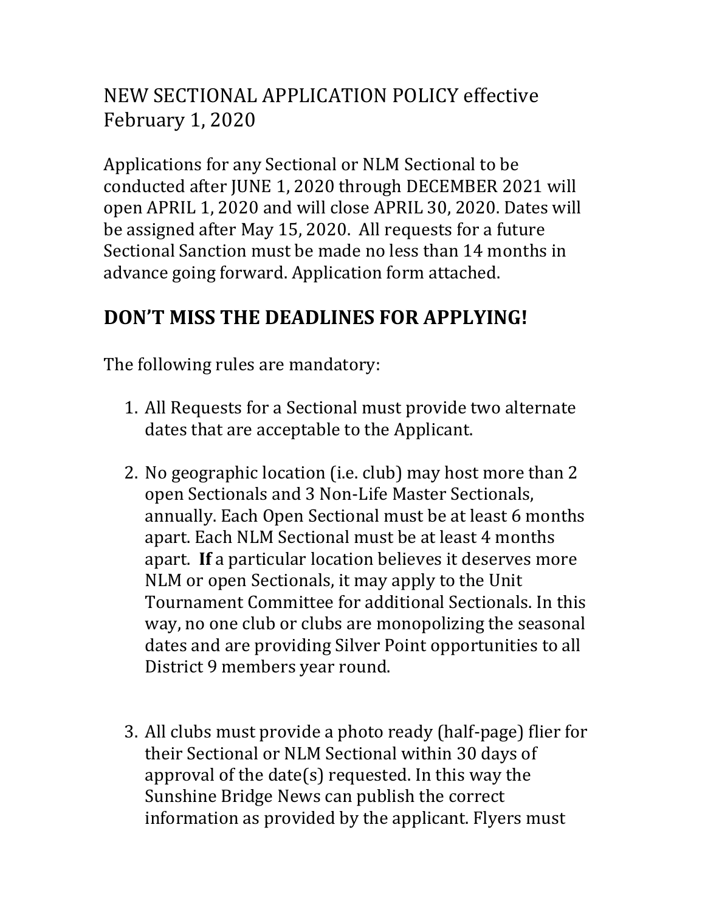# NEW SECTIONAL APPLICATION POLICY effective February 1, 2020

Applications for any Sectional or NLM Sectional to be conducted after JUNE 1, 2020 through DECEMBER 2021 will open APRIL 1, 2020 and will close APRIL 30, 2020. Dates will be assigned after May 15, 2020. All requests for a future Sectional Sanction must be made no less than 14 months in advance going forward. Application form attached.

## DON'T MISS THE DEADLINES FOR APPLYING!

The following rules are mandatory:

1. All Requests for a Sectional must provide two alternate dates that are acceptable to the Applicant.

2. No geographic location (i.e. club) may host more than 2 open Sectionals and 3 Non-Life Master Sectionals, annually. Each Open Sectional must be at least 6 months apart. Each NLM Sectional must be at least 4 months apart. **If** a particular location believes it deserves more NLM or open Sectionals, it may apply to the Unit Tournament Committee for additional Sectionals. In this way, no one club or clubs are monopolizing the seasonal dates and are providing Silver Point opportunities to all District 9 members year round.

3. All clubs must provide a photo ready (half-page) flier for their Sectional or NLM Sectional within 30 days of approval of the date(s) requested. In this way the Sunshine Bridge News can publish the correct information as provided by the applicant. Flyers must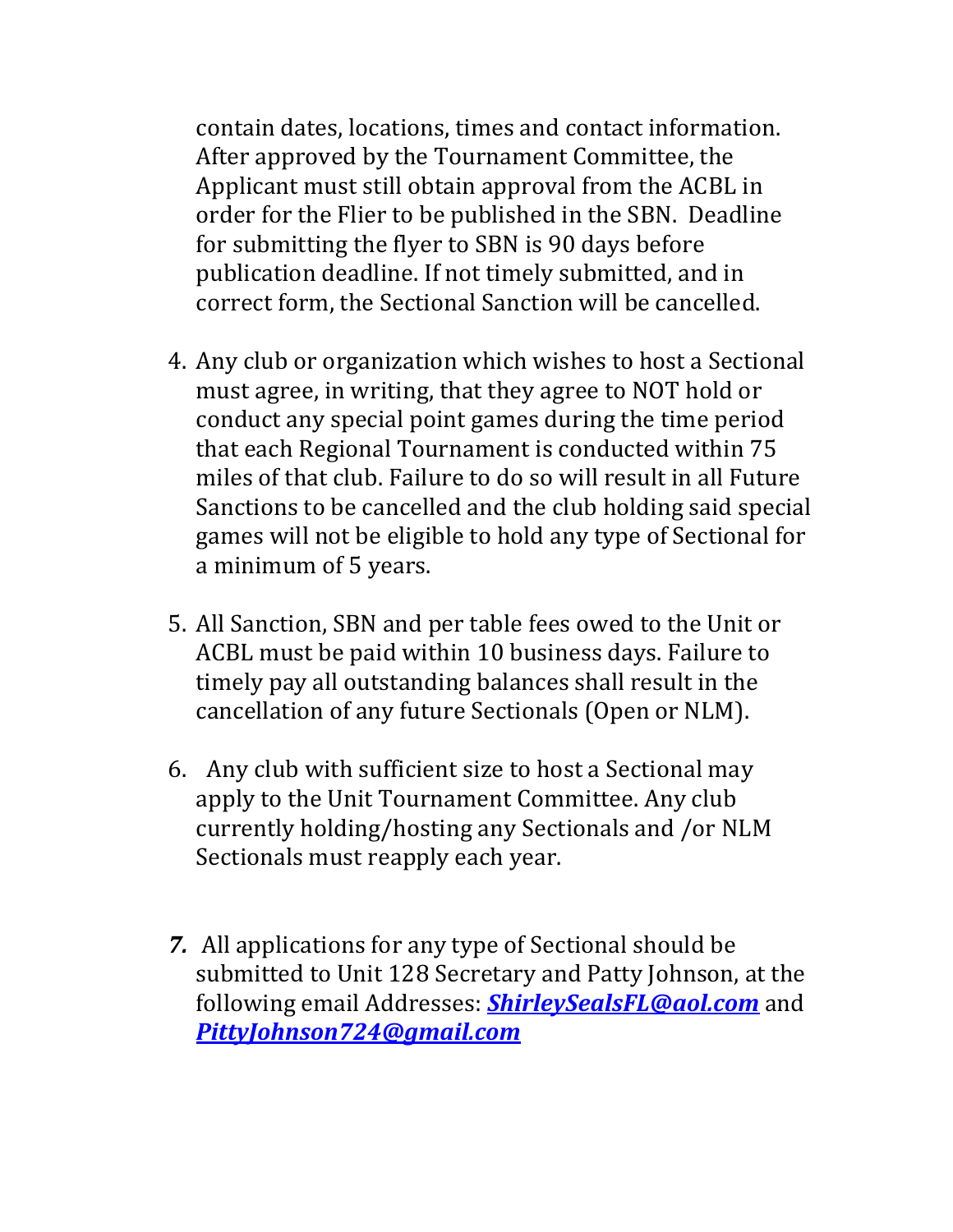contain dates, locations, times and contact information. After approved by the Tournament Committee, the Applicant must still obtain approval from the ACBL in order for the Flier to be published in the SBN. Deadline for submitting the flyer to SBN is 90 days before publication deadline. If not timely submitted, and in correct form, the Sectional Sanction will be cancelled.

4. Any club or organization which wishes to host a Sectional must agree, in writing, that they agree to NOT hold or conduct any special point games during the time period that each Regional Tournament is conducted within 75 miles of that club. Failure to do so will result in all Future Sanctions to be cancelled and the club holding said special games will not be eligible to hold any type of Sectional for a minimum of 5 years.

5. All Sanction, SBN and per table fees owed to the Unit or ACBL must be paid within 10 business days. Failure to timely pay all outstanding balances shall result in the cancellation of any future Sectionals (Open or NLM).

6. Any club with sufficient size to host a Sectional may apply to the Unit Tournament Committee. Any club currently holding/hosting any Sectionals and /or NLM Sectionals must reapply each year.

7. All applications for any type of Sectional should be submitted to Unit 128 Secretary and Patty Johnson, at the following email Addresses: ***ShirleySealsFL@aol.com*** and ***PittyJohnson724@gmail.com***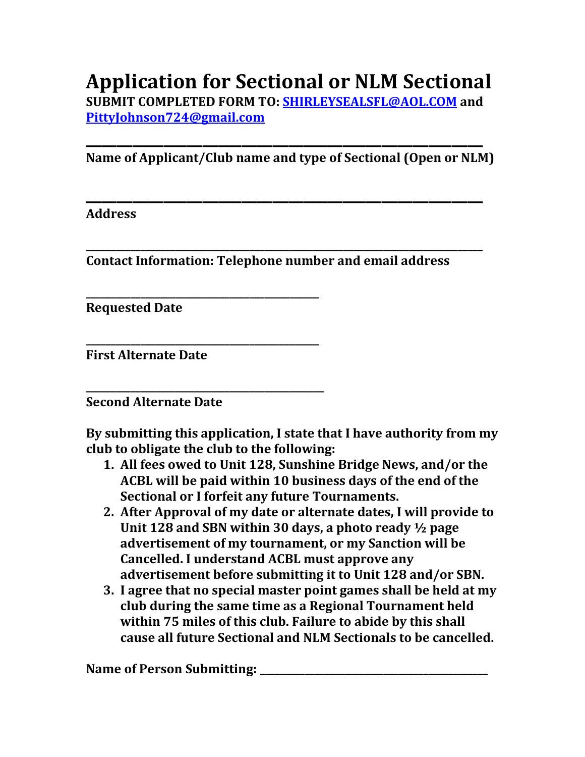# Application for Sectional or NLM Sectional

**SUBMIT COMPLETED FORM TO: [SHIRLEYSEALSFL@AOL.COM](mailto:SHIRLEYSEALSFL@AOL.COM) and [PittyJohnson724@gmail.com](mailto:PittyJohnson724@gmail.com)**

______________________________________________________________

**Name of Applicant/Club name and type of Sectional (Open or NLM)**

______________________________________________________________

**Address**

______________________________________________________________

**Contact Information: Telephone number and email address**

____________________________________

**Requested Date**

____________________________________

**First Alternate Date**

____________________________________

**Second Alternate Date**

**By submitting this application, I state that I have authority from my club to obligate the club to the following:**

1. **All fees owed to Unit 128, Sunshine Bridge News, and/or the ACBL will be paid within 10 business days of the end of the Sectional or I forfeit any future Tournaments.**
2. **After Approval of my date or alternate dates, I will provide to Unit 128 and SBN within 30 days, a photo ready ½ page advertisement of my tournament, or my Sanction will be Cancelled. I understand ACBL must approve any advertisement before submitting it to Unit 128 and/or SBN.**
3. **I agree that no special master point games shall be held at my club during the same time as a Regional Tournament held within 75 miles of this club. Failure to abide by this shall cause all future Sectional and NLM Sectionals to be cancelled.**

**Name of Person Submitting:** ____________________________________